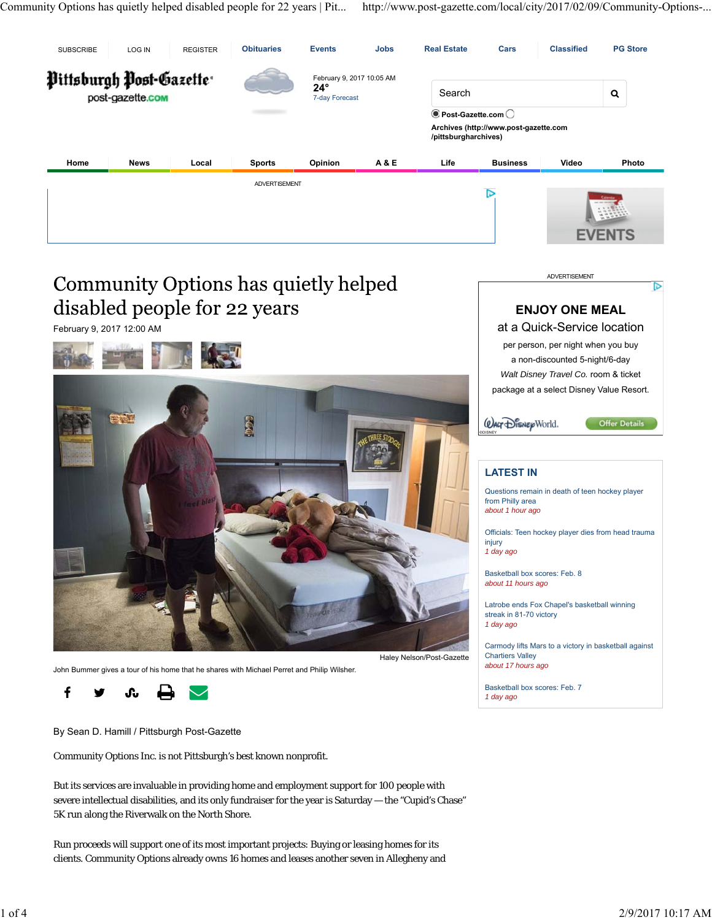# Community Options has quietly helped disabled people for 22 years

February 9, 2017 12:00 AM

Haley Nelson/Post-Gazette

John Bummer gives a tour of his home that he shares with Michael Perret and Philip Wilsher.

By Sean D. Hamill / Pittsburgh Post-Gazette

Community Options Inc. is not Pittsburgh's best known nonprofit.

But its services are invaluable in providing home and employment support for 100 people with severe intellectual disabilities, and its only fundraiser for the year is Saturday — the "Cupid's Chase" 5K run along the Riverwalk on the North Shore.

Run proceeds will support one of its most important projects: Buying or leasing homes for its clients. Community Options already owns 16 homes and leases another seven in Allegheny and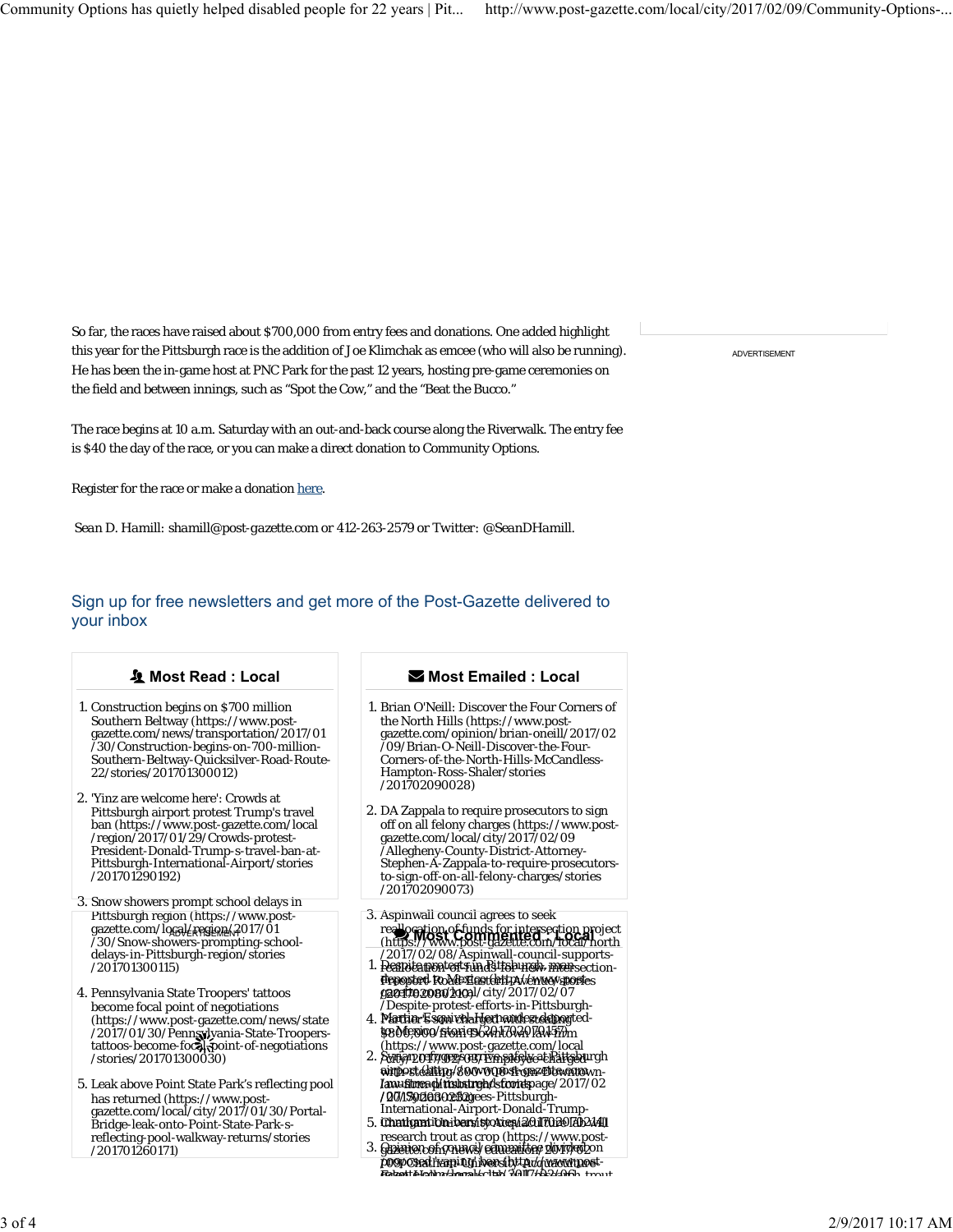So far, the races have raised about $700,000 from entry fees and donations. One added highlight this year for the Pittsburgh race is the addition of Joe Klimchak as emcee (who will also be running). He has been the in-game host at PNC Park for the past 12 years, hosting pre-game ceremonies on the field and between innings, such as "Spot the Cow," and the "Beat the Bucco."

The race begins at 10 a.m. Saturday with an out-and-back course along the Riverwalk. The entry fee is $40 the day of the race, or you can make a direct donation to Community Options.

Register for the race or make a donation here.

Sean D. Hamill: shamill@post-gazette.com or 412-263-2579 or Twitter: @SeanDHamill.

Sign up for free newsletters and get more of the Post-Gazette delivered to your inbox

### Most Read : Local

1. Construction begins on $700 million Southern Beltway (https://www.post-gazette.com/news/transportation/2017/01/30/Construction-begins-on-700-million-Southern-Beltway-Quicksilver-Road-Route-22/stories/201701300012)
2. 'Yinz are welcome here': Crowds at Pittsburgh airport protest Trump's travel ban (https://www.post-gazette.com/local/region/2017/01/29/Crowds-protest-President-Donald-Trump-s-travel-ban-at-Pittsburgh-International-Airport/stories/201701290192)
3. Snow showers prompt school delays in Pittsburgh region (https://www.post-gazette.com/local/region/2017/01/30/Snow-showers-prompting-school-delays-in-Pittsburgh-region/stories/201701300115)
4. Pennsylvania State Troopers' tattoos become focal point of negotiations (https://www.post-gazette.com/news/state/2017/01/30/Pennsylvania-State-Troopers-tattoos-become-focal-point-of-negotiations/stories/201701300030)
5. Leak above Point State Park's reflecting pool has returned (https://www.post-gazette.com/local/city/2017/01/30/Portal-Bridge-leak-onto-Point-State-Park-s-reflecting-pool-walkway-returns/stories/201701260171)

### Most Emailed : Local

1. Brian O'Neill: Discover the Four Corners of the North Hills (https://www.post-gazette.com/opinion/brian-oneill/2017/02/09/Brian-O-Neill-Discover-the-Four-Corners-of-the-North-Hills-McCandless-Hampton-Ross-Shaler/stories/201702090028)
2. DA Zappala to require prosecutors to sign off on all felony charges (https://www.post-gazette.com/local/city/2017/02/09/Allegheny-County-District-Attorney-Stephen-A-Zappala-to-require-prosecutors-to-sign-off-on-all-felony-charges/stories/201702090073)
3. Aspinwall council agrees to seek reallocation of funds for intersection project (https://www.post-gazette.com/local/north/2017/02/08/Aspinwall-council-supports-reallocation-of-funds-for-new-intersection-Freeport-Road-Eastern-Avenue/stories/201702080109)
4. Partner's son charged with stealing $800,000 from Downtown law firm (https://www.post-gazette.com/local/city/2017/02/08/Employee-charged-with-stealing-800-000-from-Downtown-law-firm/stories/201702080250)
5. Chatham University Academic Council research trout as crop (https://www.post-gazette.com/news/education/2017/02/09/Chatham-University-Aquaculture-...trout

### Most Commented : Local

1. Despite protests in Pittsburgh, man deported to Mexico (https://www.post-gazette.com/local/city/2017/02/07/Despite-protest-efforts-in-Pittsburgh-Martin-Esquivel-Hernandez-deported-to-Mexico/stories/201702070157)
2. Syrian refugees arrive safely at Pittsburgh airport (https://www.post-gazette.com/news/breaking/homepage/2017/02/07/Syrian-refugees-Pittsburgh-International-Airport-Donald-Trump-immigration-ban/stories/201702070141)
3. Opinion of council committee divided on ...